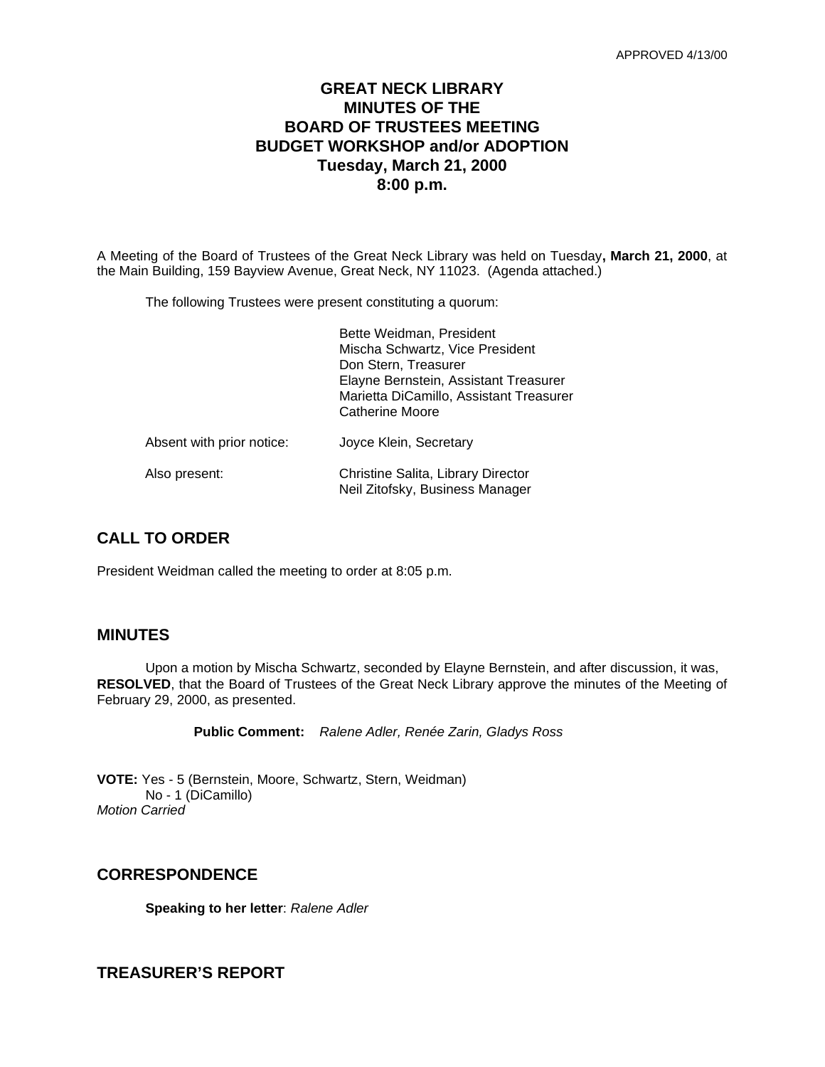APPROVED 4/13/00

# GREAT NECK LIBRARY
# MINUTES OF THE
# BOARD OF TRUSTEES MEETING
# BUDGET WORKSHOP and/or ADOPTION
# Tuesday, March 21, 2000
# 8:00 p.m.

A Meeting of the Board of Trustees of the Great Neck Library was held on Tuesday**, March 21, 2000**, at the Main Building, 159 Bayview Avenue, Great Neck, NY 11023. (Agenda attached.)

The following Trustees were present constituting a quorum:

Bette Weidman, President
Mischa Schwartz, Vice President
Don Stern, Treasurer
Elayne Bernstein, Assistant Treasurer
Marietta DiCamillo, Assistant Treasurer
Catherine Moore

Absent with prior notice: Joyce Klein, Secretary

Also present: Christine Salita, Library Director
Neil Zitofsky, Business Manager

## CALL TO ORDER

President Weidman called the meeting to order at 8:05 p.m.

## MINUTES

Upon a motion by Mischa Schwartz, seconded by Elayne Bernstein, and after discussion, it was, **RESOLVED**, that the Board of Trustees of the Great Neck Library approve the minutes of the Meeting of February 29, 2000, as presented.

**Public Comment:** *Ralene Adler, Renée Zarin, Gladys Ross*

**VOTE:** Yes - 5 (Bernstein, Moore, Schwartz, Stern, Weidman)
No - 1 (DiCamillo)
*Motion Carried*

## CORRESPONDENCE

**Speaking to her letter**: *Ralene Adler*

## TREASURER'S REPORT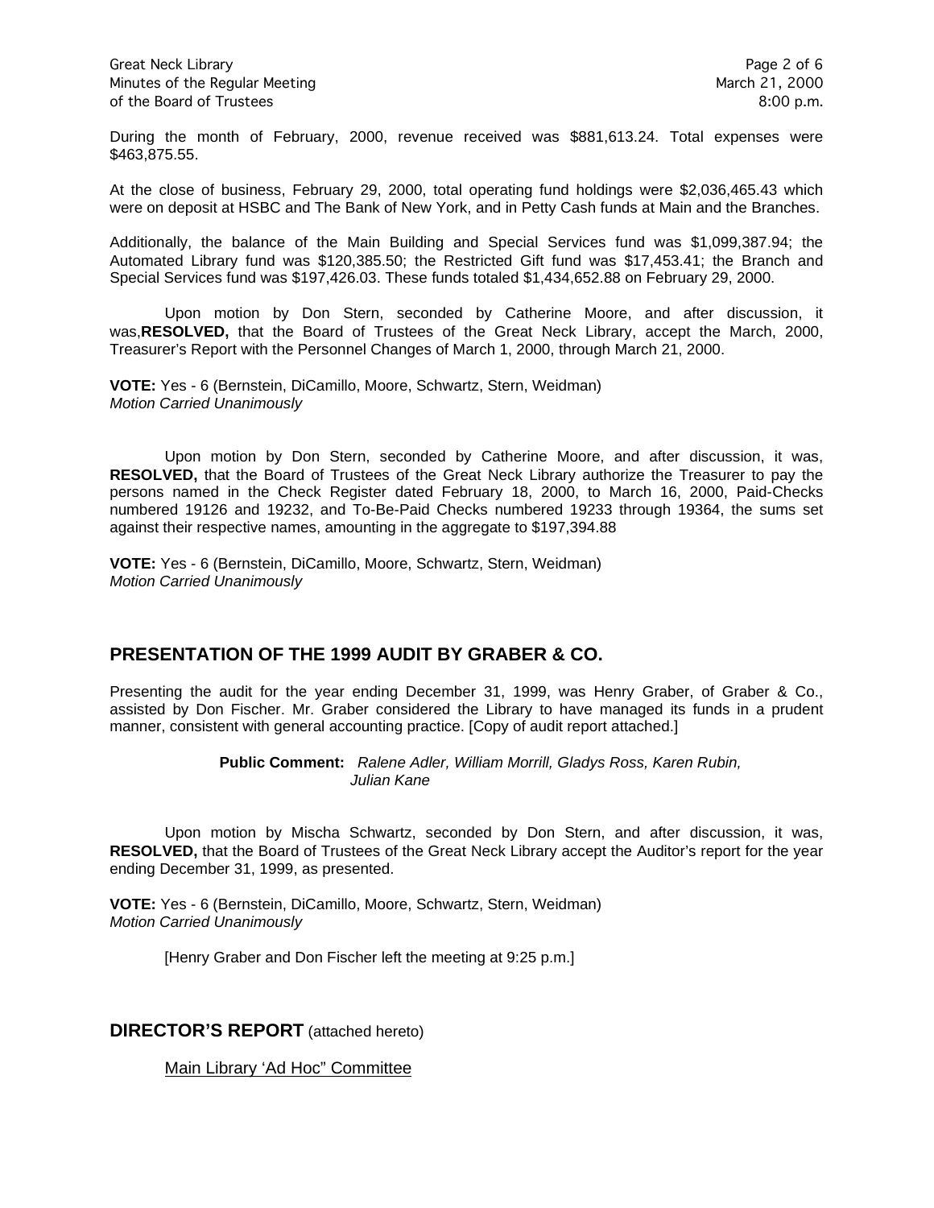During the month of February, 2000, revenue received was $881,613.24. Total expenses were $463,875.55.

At the close of business, February 29, 2000, total operating fund holdings were $2,036,465.43 which were on deposit at HSBC and The Bank of New York, and in Petty Cash funds at Main and the Branches.

Additionally, the balance of the Main Building and Special Services fund was $1,099,387.94; the Automated Library fund was $120,385.50; the Restricted Gift fund was $17,453.41; the Branch and Special Services fund was $197,426.03. These funds totaled $1,434,652.88 on February 29, 2000.

Upon motion by Don Stern, seconded by Catherine Moore, and after discussion, it was,**RESOLVED,** that the Board of Trustees of the Great Neck Library, accept the March, 2000, Treasurer's Report with the Personnel Changes of March 1, 2000, through March 21, 2000.

**VOTE:** Yes - 6 (Bernstein, DiCamillo, Moore, Schwartz, Stern, Weidman)
*Motion Carried Unanimously*

Upon motion by Don Stern, seconded by Catherine Moore, and after discussion, it was, **RESOLVED,** that the Board of Trustees of the Great Neck Library authorize the Treasurer to pay the persons named in the Check Register dated February 18, 2000, to March 16, 2000, Paid-Checks numbered 19126 and 19232, and To-Be-Paid Checks numbered 19233 through 19364, the sums set against their respective names, amounting in the aggregate to $197,394.88

**VOTE:** Yes - 6 (Bernstein, DiCamillo, Moore, Schwartz, Stern, Weidman)
*Motion Carried Unanimously*

## PRESENTATION OF THE 1999 AUDIT BY GRABER & CO.

Presenting the audit for the year ending December 31, 1999, was Henry Graber, of Graber & Co., assisted by Don Fischer. Mr. Graber considered the Library to have managed its funds in a prudent manner, consistent with general accounting practice. [Copy of audit report attached.]

**Public Comment:** *Ralene Adler, William Morrill, Gladys Ross, Karen Rubin, Julian Kane*

Upon motion by Mischa Schwartz, seconded by Don Stern, and after discussion, it was, **RESOLVED,** that the Board of Trustees of the Great Neck Library accept the Auditor's report for the year ending December 31, 1999, as presented.

**VOTE:** Yes - 6 (Bernstein, DiCamillo, Moore, Schwartz, Stern, Weidman)
*Motion Carried Unanimously*

[Henry Graber and Don Fischer left the meeting at 9:25 p.m.]

## DIRECTOR'S REPORT (attached hereto)

Main Library 'Ad Hoc" Committee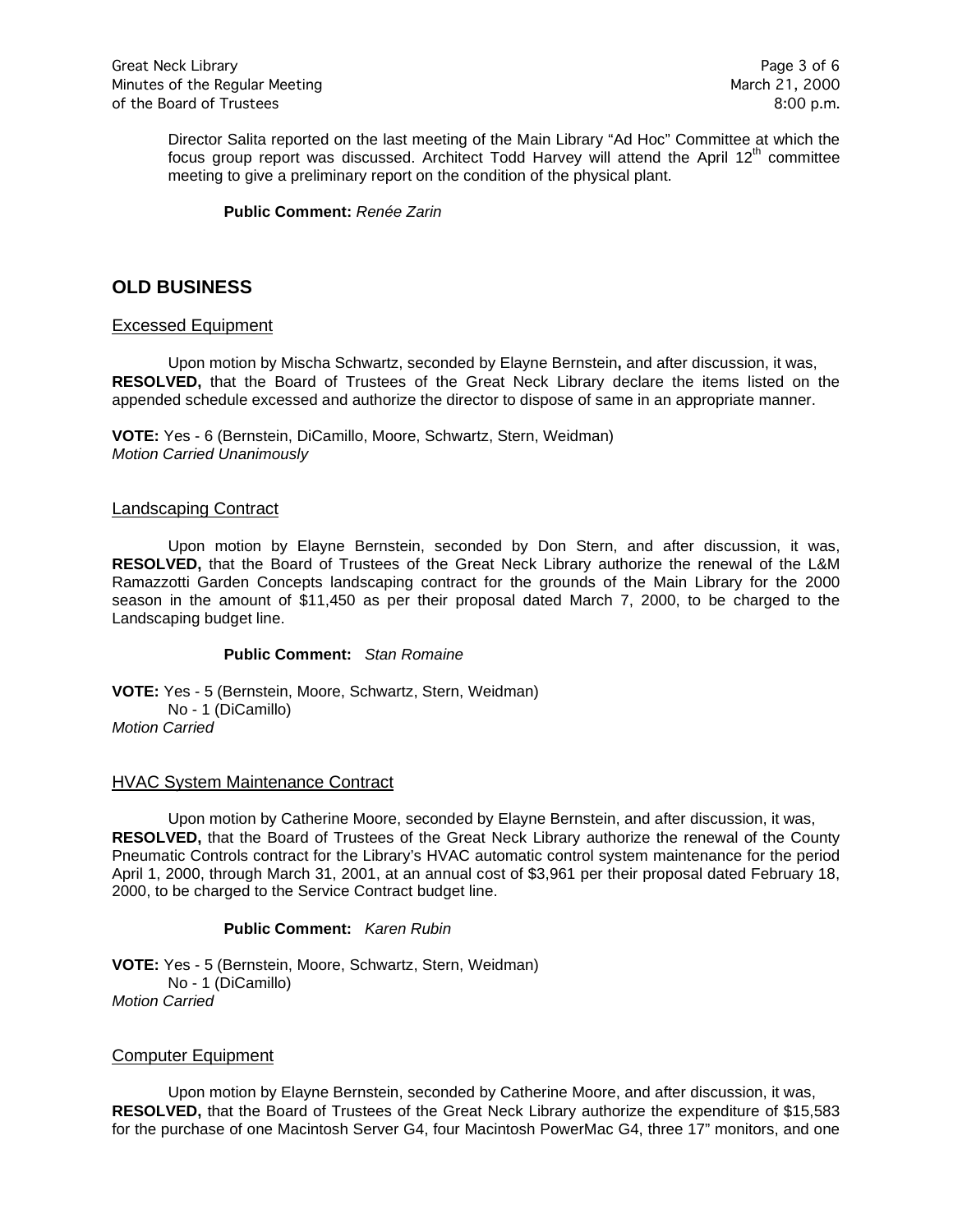Director Salita reported on the last meeting of the Main Library "Ad Hoc" Committee at which the focus group report was discussed. Architect Todd Harvey will attend the April 12th committee meeting to give a preliminary report on the condition of the physical plant.

**Public Comment:** *Renée Zarin*

## OLD BUSINESS

### Excessed Equipment

Upon motion by Mischa Schwartz, seconded by Elayne Bernstein**,** and after discussion, it was, **RESOLVED,** that the Board of Trustees of the Great Neck Library declare the items listed on the appended schedule excessed and authorize the director to dispose of same in an appropriate manner.

**VOTE:** Yes - 6 (Bernstein, DiCamillo, Moore, Schwartz, Stern, Weidman)
*Motion Carried Unanimously*

### Landscaping Contract

Upon motion by Elayne Bernstein, seconded by Don Stern, and after discussion, it was, **RESOLVED,** that the Board of Trustees of the Great Neck Library authorize the renewal of the L&M Ramazzotti Garden Concepts landscaping contract for the grounds of the Main Library for the 2000 season in the amount of $11,450 as per their proposal dated March 7, 2000, to be charged to the Landscaping budget line.

**Public Comment:** *Stan Romaine*

**VOTE:** Yes - 5 (Bernstein, Moore, Schwartz, Stern, Weidman)
No - 1 (DiCamillo)
*Motion Carried*

### HVAC System Maintenance Contract

Upon motion by Catherine Moore, seconded by Elayne Bernstein, and after discussion, it was, **RESOLVED,** that the Board of Trustees of the Great Neck Library authorize the renewal of the County Pneumatic Controls contract for the Library's HVAC automatic control system maintenance for the period April 1, 2000, through March 31, 2001, at an annual cost of $3,961 per their proposal dated February 18, 2000, to be charged to the Service Contract budget line.

**Public Comment:** *Karen Rubin*

**VOTE:** Yes - 5 (Bernstein, Moore, Schwartz, Stern, Weidman)
No - 1 (DiCamillo)
*Motion Carried*

### Computer Equipment

Upon motion by Elayne Bernstein, seconded by Catherine Moore, and after discussion, it was, **RESOLVED,** that the Board of Trustees of the Great Neck Library authorize the expenditure of $15,583 for the purchase of one Macintosh Server G4, four Macintosh PowerMac G4, three 17" monitors, and one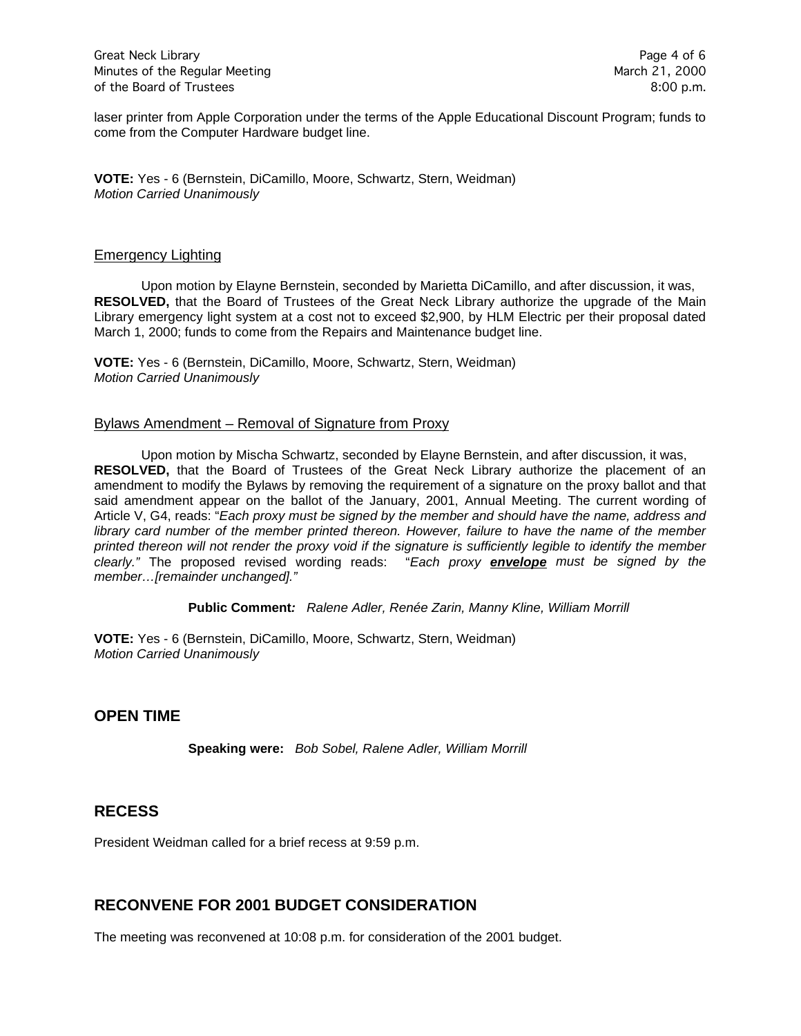laser printer from Apple Corporation under the terms of the Apple Educational Discount Program; funds to come from the Computer Hardware budget line.

**VOTE:** Yes - 6 (Bernstein, DiCamillo, Moore, Schwartz, Stern, Weidman)
*Motion Carried Unanimously*

### Emergency Lighting

Upon motion by Elayne Bernstein, seconded by Marietta DiCamillo, and after discussion, it was, **RESOLVED,** that the Board of Trustees of the Great Neck Library authorize the upgrade of the Main Library emergency light system at a cost not to exceed $2,900, by HLM Electric per their proposal dated March 1, 2000; funds to come from the Repairs and Maintenance budget line.

**VOTE:** Yes - 6 (Bernstein, DiCamillo, Moore, Schwartz, Stern, Weidman)
*Motion Carried Unanimously*

### Bylaws Amendment – Removal of Signature from Proxy

Upon motion by Mischa Schwartz, seconded by Elayne Bernstein, and after discussion, it was, **RESOLVED,** that the Board of Trustees of the Great Neck Library authorize the placement of an amendment to modify the Bylaws by removing the requirement of a signature on the proxy ballot and that said amendment appear on the ballot of the January, 2001, Annual Meeting. The current wording of Article V, G4, reads: "*Each proxy must be signed by the member and should have the name, address and library card number of the member printed thereon. However, failure to have the name of the member printed thereon will not render the proxy void if the signature is sufficiently legible to identify the member clearly.*" The proposed revised wording reads: "*Each proxy **envelope** must be signed by the member…[remainder unchanged].*"

**Public Comment:** *Ralene Adler, Renée Zarin, Manny Kline, William Morrill*

**VOTE:** Yes - 6 (Bernstein, DiCamillo, Moore, Schwartz, Stern, Weidman)
*Motion Carried Unanimously*

## OPEN TIME

**Speaking were:** *Bob Sobel, Ralene Adler, William Morrill*

## RECESS

President Weidman called for a brief recess at 9:59 p.m.

## RECONVENE FOR 2001 BUDGET CONSIDERATION

The meeting was reconvened at 10:08 p.m. for consideration of the 2001 budget.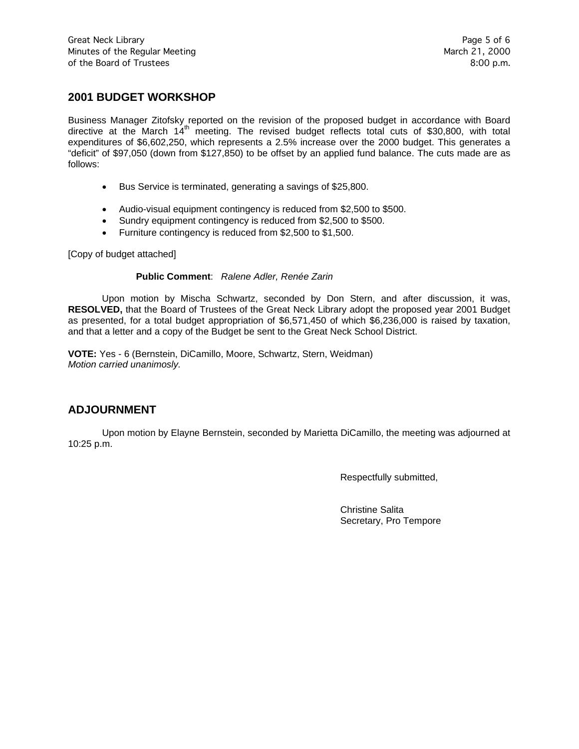## 2001 BUDGET WORKSHOP

Business Manager Zitofsky reported on the revision of the proposed budget in accordance with Board directive at the March 14th meeting. The revised budget reflects total cuts of $30,800, with total expenditures of $6,602,250, which represents a 2.5% increase over the 2000 budget. This generates a "deficit" of $97,050 (down from $127,850) to be offset by an applied fund balance. The cuts made are as follows:

- Bus Service is terminated, generating a savings of $25,800.
- Audio-visual equipment contingency is reduced from $2,500 to $500.
- Sundry equipment contingency is reduced from $2,500 to $500.
- Furniture contingency is reduced from $2,500 to $1,500.

[Copy of budget attached]

**Public Comment**: *Ralene Adler, Renée Zarin*

Upon motion by Mischa Schwartz, seconded by Don Stern, and after discussion, it was, **RESOLVED,** that the Board of Trustees of the Great Neck Library adopt the proposed year 2001 Budget as presented, for a total budget appropriation of $6,571,450 of which $6,236,000 is raised by taxation, and that a letter and a copy of the Budget be sent to the Great Neck School District.

**VOTE:** Yes - 6 (Bernstein, DiCamillo, Moore, Schwartz, Stern, Weidman)
*Motion carried unanimosly.*

## ADJOURNMENT

Upon motion by Elayne Bernstein, seconded by Marietta DiCamillo, the meeting was adjourned at 10:25 p.m.

Respectfully submitted,

Christine Salita
Secretary, Pro Tempore